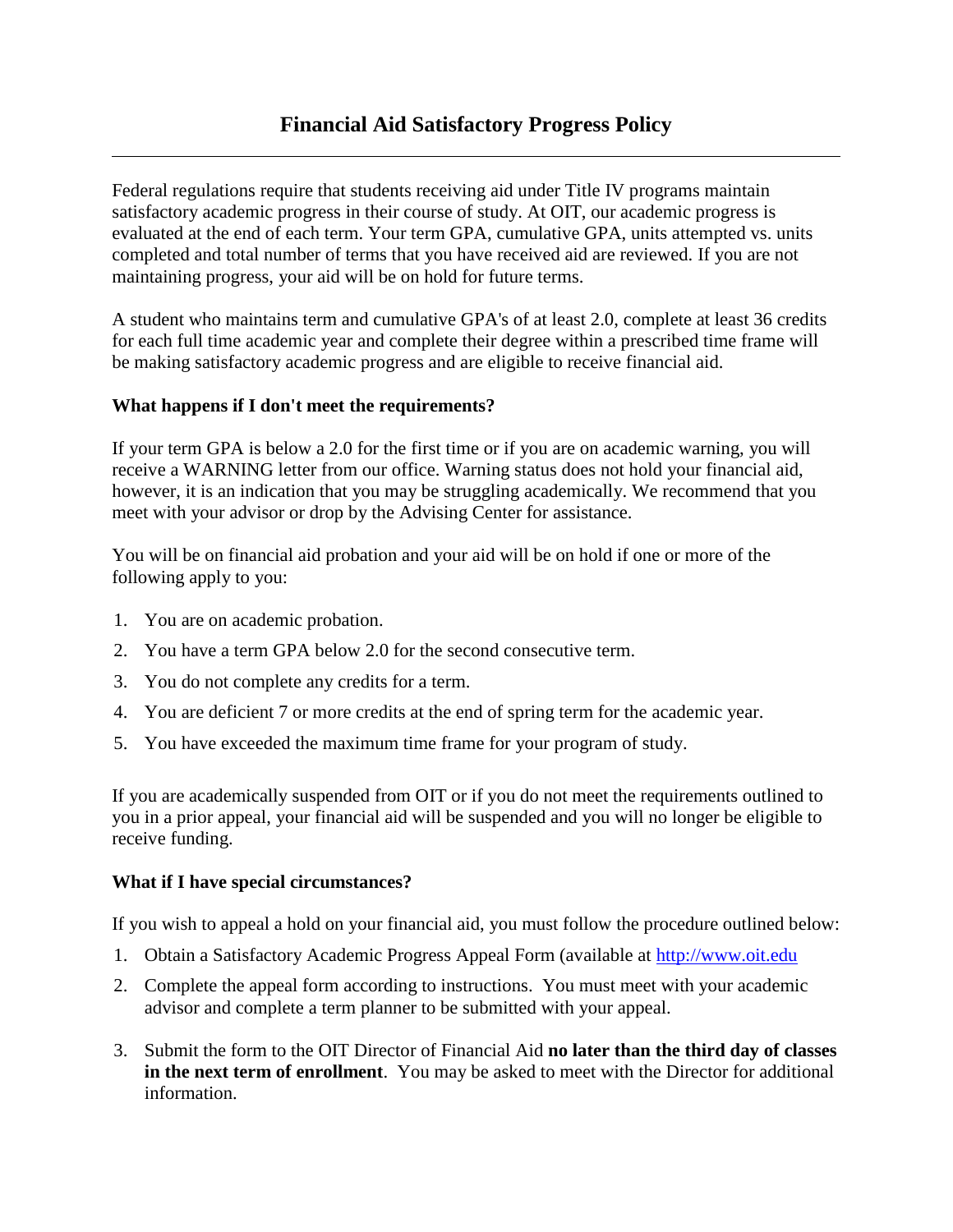# Financial Aid Satisfactory Progress Policy

---

Federal regulations require that students receiving aid under Title IV programs maintain satisfactory academic progress in their course of study. At OIT, our academic progress is evaluated at the end of each term. Your term GPA, cumulative GPA, units attempted vs. units completed and total number of terms that you have received aid are reviewed. If you are not maintaining progress, your aid will be on hold for future terms.

A student who maintains term and cumulative GPA's of at least 2.0, complete at least 36 credits for each full time academic year and complete their degree within a prescribed time frame will be making satisfactory academic progress and are eligible to receive financial aid.

**What happens if I don't meet the requirements?**

If your term GPA is below a 2.0 for the first time or if you are on academic warning, you will receive a WARNING letter from our office. Warning status does not hold your financial aid, however, it is an indication that you may be struggling academically. We recommend that you meet with your advisor or drop by the Advising Center for assistance.

You will be on financial aid probation and your aid will be on hold if one or more of the following apply to you:

1. You are on academic probation.
2. You have a term GPA below 2.0 for the second consecutive term.
3. You do not complete any credits for a term.
4. You are deficient 7 or more credits at the end of spring term for the academic year.
5. You have exceeded the maximum time frame for your program of study.

If you are academically suspended from OIT or if you do not meet the requirements outlined to you in a prior appeal, your financial aid will be suspended and you will no longer be eligible to receive funding.

**What if I have special circumstances?**

If you wish to appeal a hold on your financial aid, you must follow the procedure outlined below:

1. Obtain a Satisfactory Academic Progress Appeal Form (available at [http://www.oit.edu](http://www.oit.edu)
2. Complete the appeal form according to instructions. You must meet with your academic advisor and complete a term planner to be submitted with your appeal.
3. Submit the form to the OIT Director of Financial Aid **no later than the third day of classes in the next term of enrollment**. You may be asked to meet with the Director for additional information.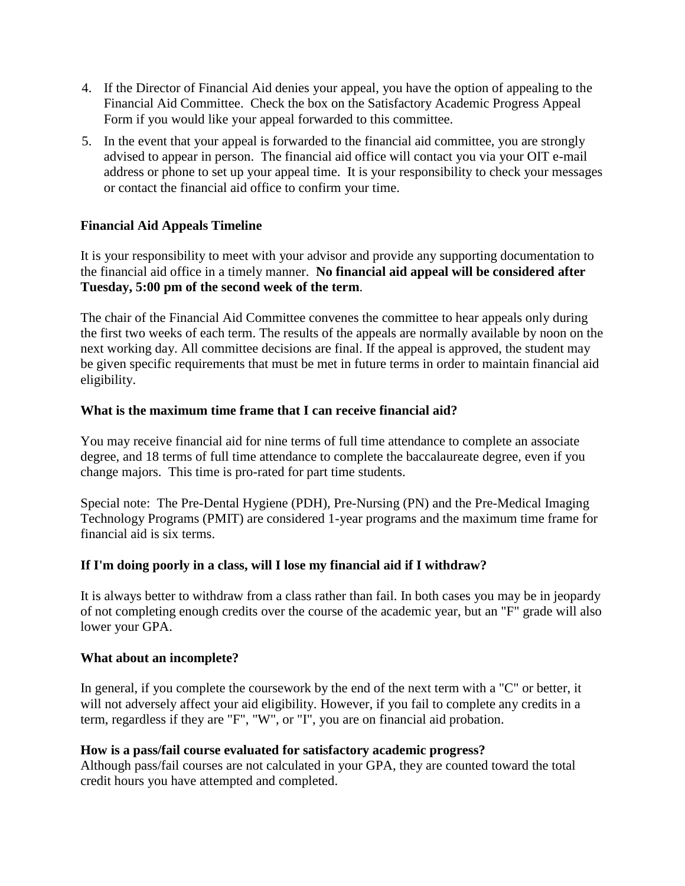4. If the Director of Financial Aid denies your appeal, you have the option of appealing to the Financial Aid Committee. Check the box on the Satisfactory Academic Progress Appeal Form if you would like your appeal forwarded to this committee.
5. In the event that your appeal is forwarded to the financial aid committee, you are strongly advised to appear in person. The financial aid office will contact you via your OIT e-mail address or phone to set up your appeal time. It is your responsibility to check your messages or contact the financial aid office to confirm your time.

**Financial Aid Appeals Timeline**

It is your responsibility to meet with your advisor and provide any supporting documentation to the financial aid office in a timely manner. **No financial aid appeal will be considered after Tuesday, 5:00 pm of the second week of the term**.

The chair of the Financial Aid Committee convenes the committee to hear appeals only during the first two weeks of each term. The results of the appeals are normally available by noon on the next working day. All committee decisions are final. If the appeal is approved, the student may be given specific requirements that must be met in future terms in order to maintain financial aid eligibility.

**What is the maximum time frame that I can receive financial aid?**

You may receive financial aid for nine terms of full time attendance to complete an associate degree, and 18 terms of full time attendance to complete the baccalaureate degree, even if you change majors. This time is pro-rated for part time students.

Special note: The Pre-Dental Hygiene (PDH), Pre-Nursing (PN) and the Pre-Medical Imaging Technology Programs (PMIT) are considered 1-year programs and the maximum time frame for financial aid is six terms.

**If I'm doing poorly in a class, will I lose my financial aid if I withdraw?**

It is always better to withdraw from a class rather than fail. In both cases you may be in jeopardy of not completing enough credits over the course of the academic year, but an "F" grade will also lower your GPA.

**What about an incomplete?**

In general, if you complete the coursework by the end of the next term with a "C" or better, it will not adversely affect your aid eligibility. However, if you fail to complete any credits in a term, regardless if they are "F", "W", or "I", you are on financial aid probation.

**How is a pass/fail course evaluated for satisfactory academic progress?**

Although pass/fail courses are not calculated in your GPA, they are counted toward the total credit hours you have attempted and completed.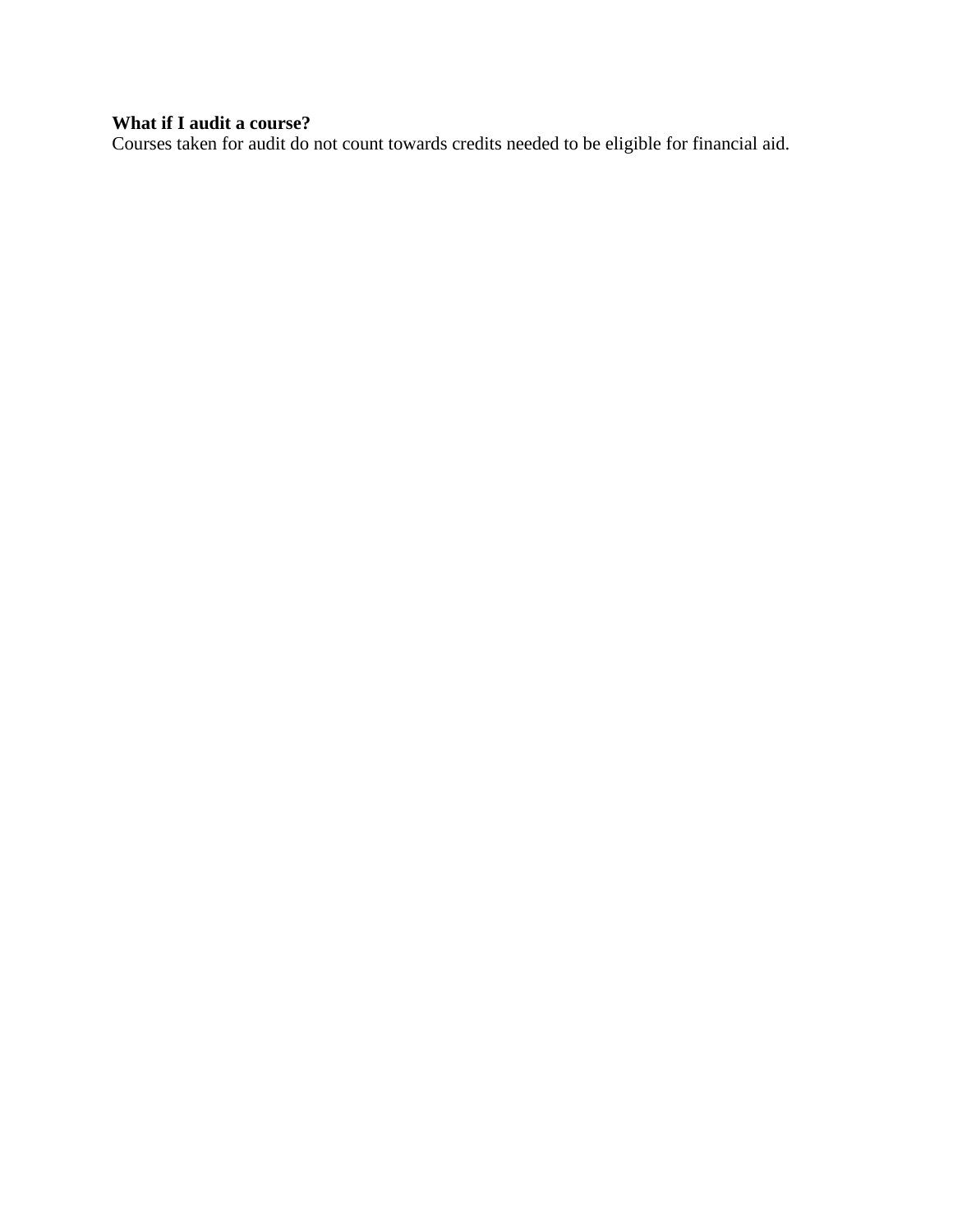**What if I audit a course?**
Courses taken for audit do not count towards credits needed to be eligible for financial aid.